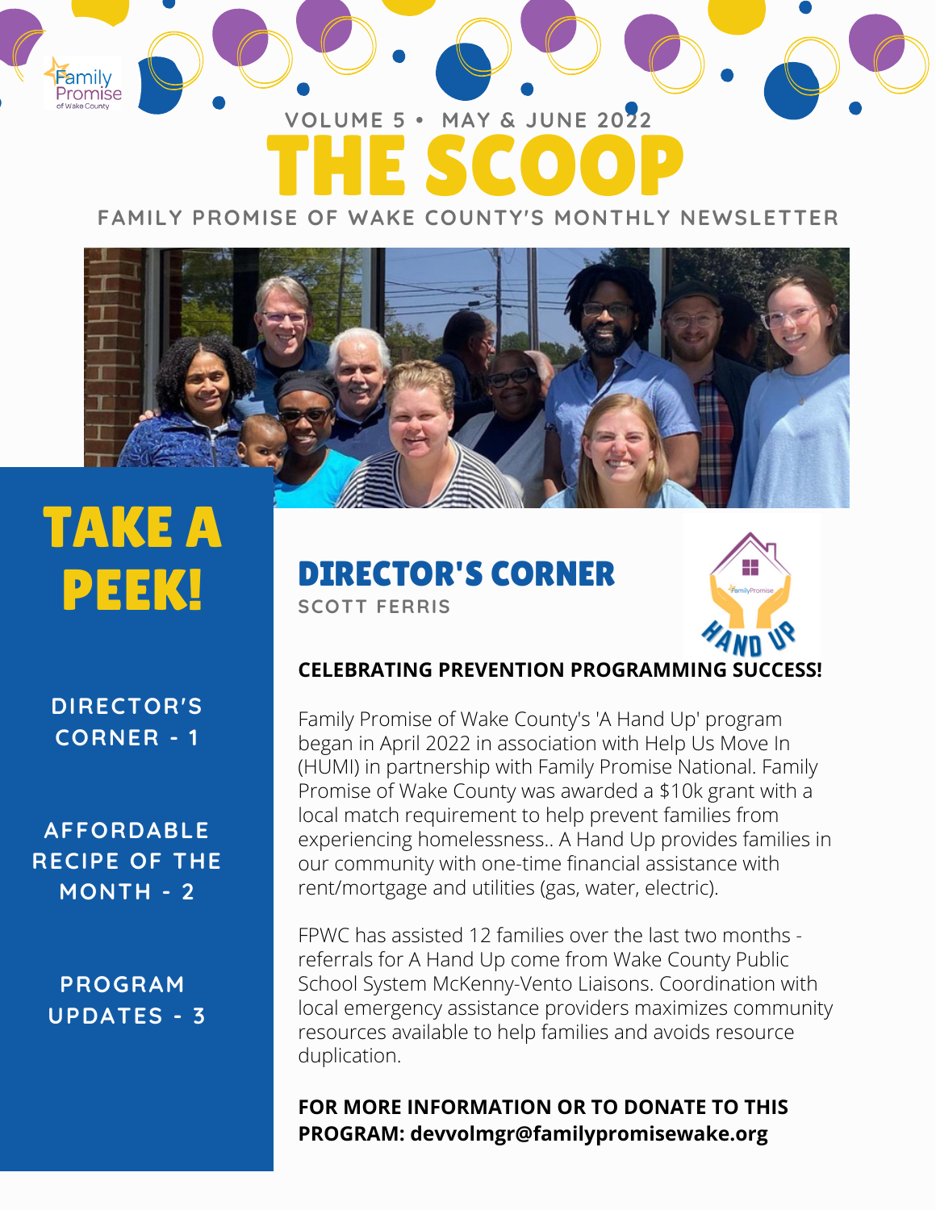VOLUME 5 • MAY & JUNE 2022

# THE SCOOP

FAMILY PROMISE OF WAKE COUNTY'S MONTHLY NEWSLETTER

## TAKE A PEEK!

DIRECTOR'S CORNER - 1

AFFORDABLE RECIPE OF THE MONTH - 2

PROGRAM UPDATES - 3

## DIRECTOR'S CORNER

SCOTT FERRIS

**CELEBRATING PREVENTION PROGRAMMING SUCCESS!**

Family Promise of Wake County's 'A Hand Up' program began in April 2022 in association with Help Us Move In (HUMI) in partnership with Family Promise National. Family Promise of Wake County was awarded a $10k grant with a local match requirement to help prevent families from experiencing homelessness.. A Hand Up provides families in our community with one-time financial assistance with rent/mortgage and utilities (gas, water, electric).

FPWC has assisted 12 families over the last two months - referrals for A Hand Up come from Wake County Public School System McKenny-Vento Liaisons. Coordination with local emergency assistance providers maximizes community resources available to help families and avoids resource duplication.

**FOR MORE INFORMATION OR TO DONATE TO THIS PROGRAM: devvolmgr@familypromisewake.org**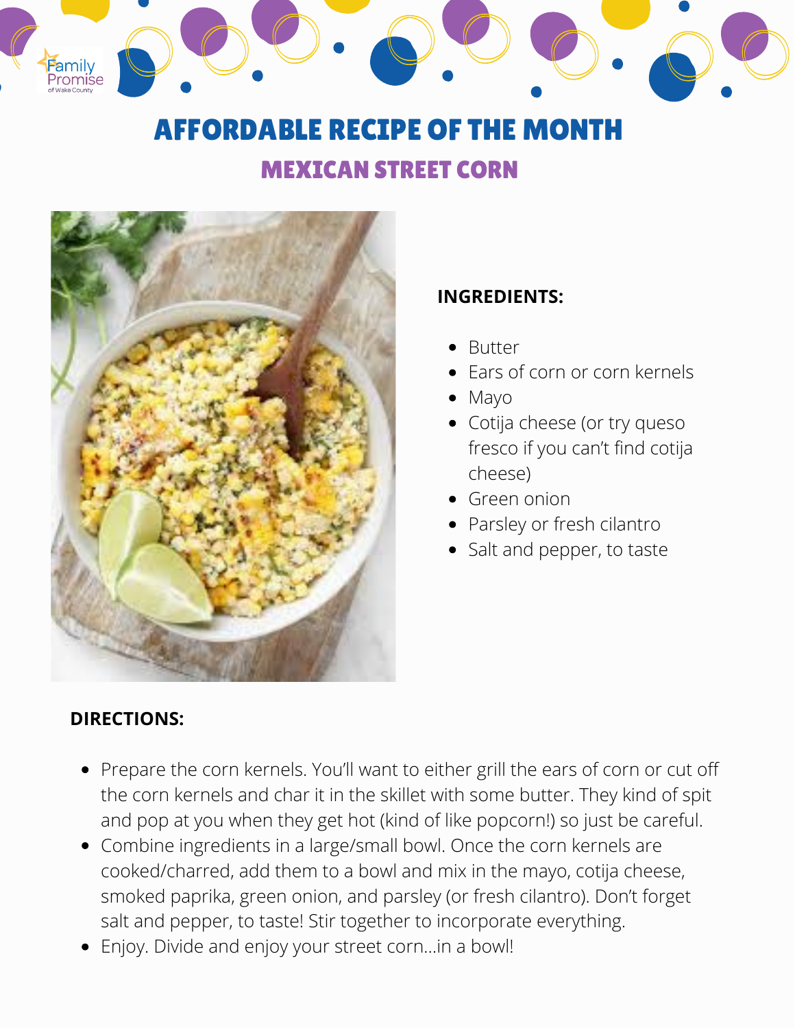# AFFORDABLE RECIPE OF THE MONTH

## MEXICAN STREET CORN

**INGREDIENTS:**

- Butter
- Ears of corn or corn kernels
- Mayo
- Cotija cheese (or try queso fresco if you can't find cotija cheese)
- Green onion
- Parsley or fresh cilantro
- Salt and pepper, to taste

**DIRECTIONS:**

- Prepare the corn kernels. You'll want to either grill the ears of corn or cut off the corn kernels and char it in the skillet with some butter. They kind of spit and pop at you when they get hot (kind of like popcorn!) so just be careful.
- Combine ingredients in a large/small bowl. Once the corn kernels are cooked/charred, add them to a bowl and mix in the mayo, cotija cheese, smoked paprika, green onion, and parsley (or fresh cilantro). Don't forget salt and pepper, to taste! Stir together to incorporate everything.
- Enjoy. Divide and enjoy your street corn...in a bowl!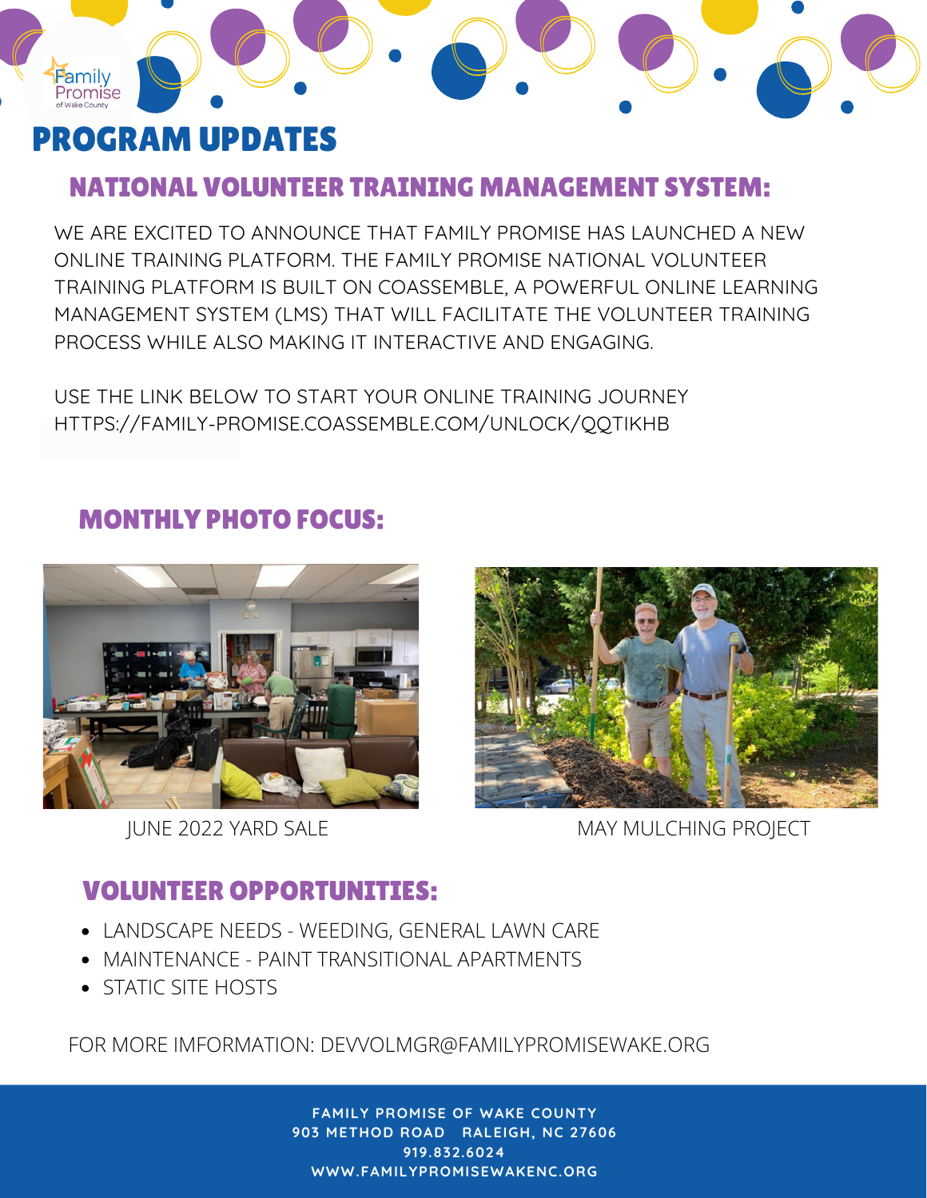# PROGRAM UPDATES

## NATIONAL VOLUNTEER TRAINING MANAGEMENT SYSTEM:

WE ARE EXCITED TO ANNOUNCE THAT FAMILY PROMISE HAS LAUNCHED A NEW ONLINE TRAINING PLATFORM. THE FAMILY PROMISE NATIONAL VOLUNTEER TRAINING PLATFORM IS BUILT ON COASSEMBLE, A POWERFUL ONLINE LEARNING MANAGEMENT SYSTEM (LMS) THAT WILL FACILITATE THE VOLUNTEER TRAINING PROCESS WHILE ALSO MAKING IT INTERACTIVE AND ENGAGING.

USE THE LINK BELOW TO START YOUR ONLINE TRAINING JOURNEY
HTTPS://FAMILY-PROMISE.COASSEMBLE.COM/UNLOCK/QQTIKHB

## MONTHLY PHOTO FOCUS:

JUNE 2022 YARD SALE

MAY MULCHING PROJECT

## VOLUNTEER OPPORTUNITIES:

- LANDSCAPE NEEDS - WEEDING, GENERAL LAWN CARE
- MAINTENANCE - PAINT TRANSITIONAL APARTMENTS
- STATIC SITE HOSTS

FOR MORE IMFORMATION: DEVVOLMGR@FAMILYPROMISEWAKE.ORG

**FAMILY PROMISE OF WAKE COUNTY**
**903 METHOD ROAD RALEIGH, NC 27606**
**919.832.6024**
**WWW.FAMILYPROMISEWAKENC.ORG**